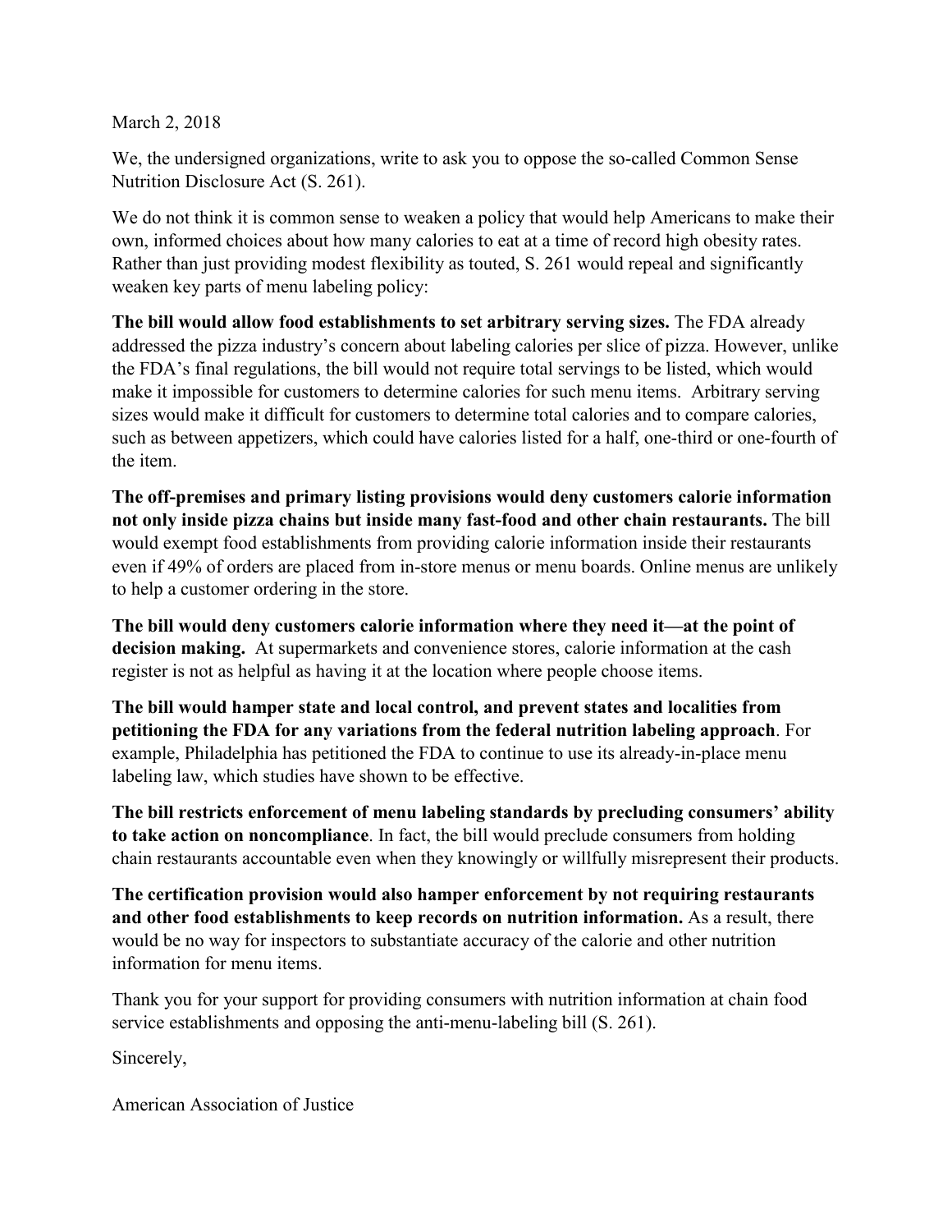March 2, 2018

We, the undersigned organizations, write to ask you to oppose the so-called Common Sense Nutrition Disclosure Act (S. 261).

We do not think it is common sense to weaken a policy that would help Americans to make their own, informed choices about how many calories to eat at a time of record high obesity rates. Rather than just providing modest flexibility as touted, S. 261 would repeal and significantly weaken key parts of menu labeling policy:

**The bill would allow food establishments to set arbitrary serving sizes.** The FDA already addressed the pizza industry's concern about labeling calories per slice of pizza. However, unlike the FDA's final regulations, the bill would not require total servings to be listed, which would make it impossible for customers to determine calories for such menu items. Arbitrary serving sizes would make it difficult for customers to determine total calories and to compare calories, such as between appetizers, which could have calories listed for a half, one-third or one-fourth of the item.

**The off-premises and primary listing provisions would deny customers calorie information not only inside pizza chains but inside many fast-food and other chain restaurants.** The bill would exempt food establishments from providing calorie information inside their restaurants even if 49% of orders are placed from in-store menus or menu boards. Online menus are unlikely to help a customer ordering in the store.

**The bill would deny customers calorie information where they need it—at the point of decision making.** At supermarkets and convenience stores, calorie information at the cash register is not as helpful as having it at the location where people choose items.

**The bill would hamper state and local control, and prevent states and localities from petitioning the FDA for any variations from the federal nutrition labeling approach**. For example, Philadelphia has petitioned the FDA to continue to use its already-in-place menu labeling law, which studies have shown to be effective.

**The bill restricts enforcement of menu labeling standards by precluding consumers' ability to take action on noncompliance**. In fact, the bill would preclude consumers from holding chain restaurants accountable even when they knowingly or willfully misrepresent their products.

**The certification provision would also hamper enforcement by not requiring restaurants and other food establishments to keep records on nutrition information.** As a result, there would be no way for inspectors to substantiate accuracy of the calorie and other nutrition information for menu items.

Thank you for your support for providing consumers with nutrition information at chain food service establishments and opposing the anti-menu-labeling bill (S. 261).

Sincerely,

American Association of Justice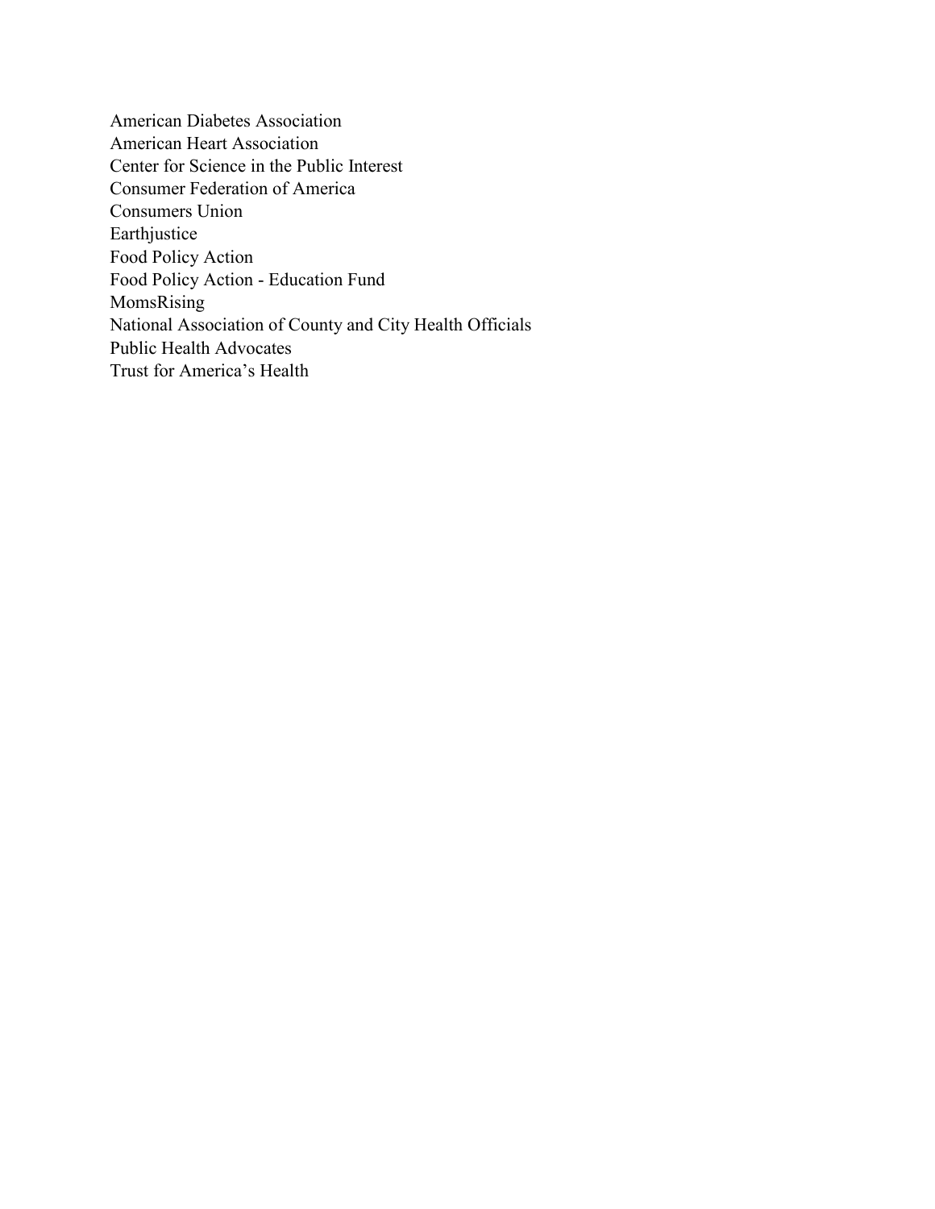American Diabetes Association
American Heart Association
Center for Science in the Public Interest
Consumer Federation of America
Consumers Union
Earthjustice
Food Policy Action
Food Policy Action - Education Fund
MomsRising
National Association of County and City Health Officials
Public Health Advocates
Trust for America's Health